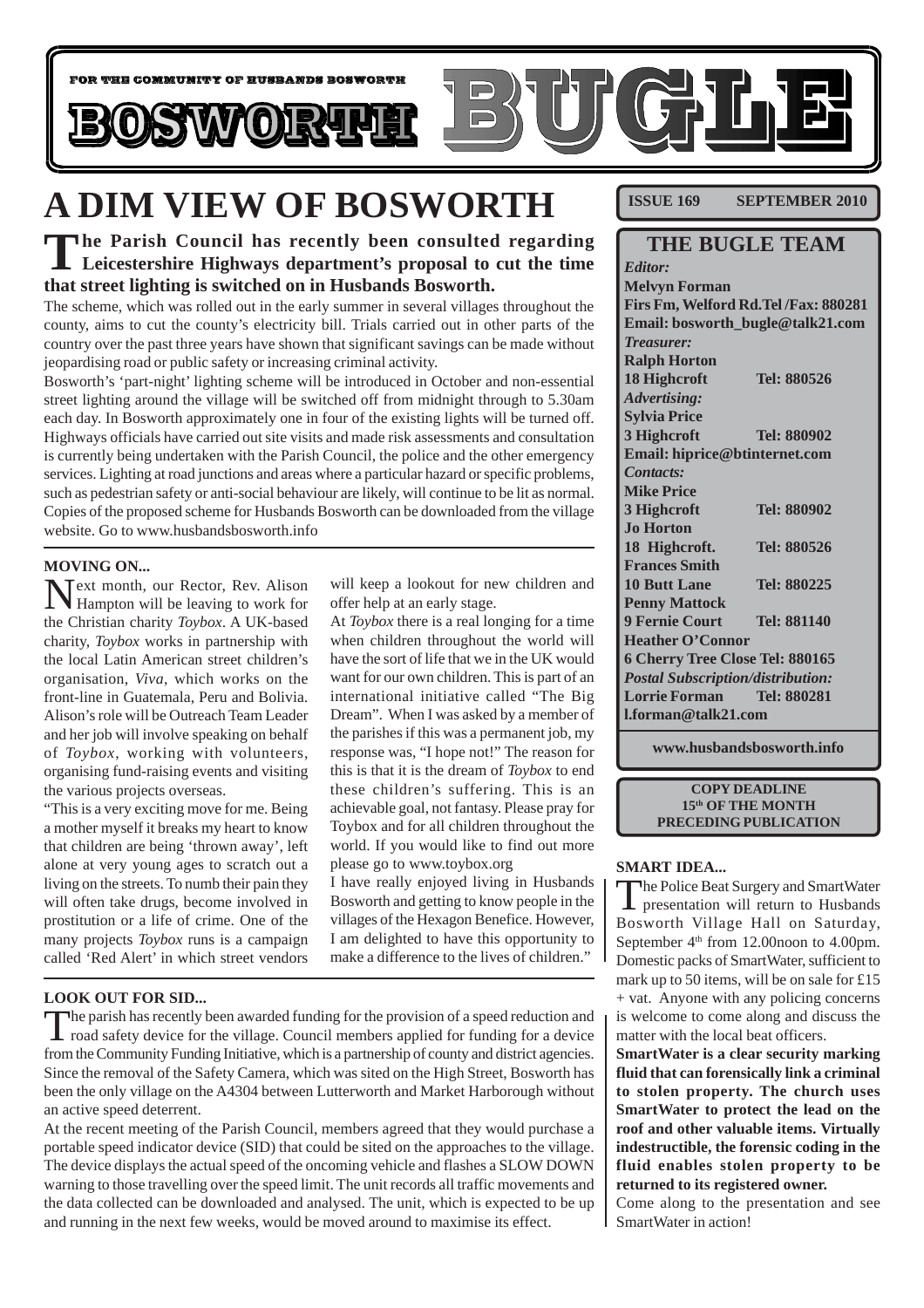FOR THE COMMUNITY OF HUSBANDS BOSWORTH

# BOSWORTH BUGLE

**ISSUE 169 SEPTEMBER 2010**

# A DIM VIEW OF BOSWORTH

**The Parish Council has recently been consulted regarding Leicestershire Highways department's proposal to cut the time that street lighting is switched on in Husbands Bosworth.**

The scheme, which was rolled out in the early summer in several villages throughout the county, aims to cut the county's electricity bill. Trials carried out in other parts of the country over the past three years have shown that significant savings can be made without jeopardising road or public safety or increasing criminal activity.

Bosworth's 'part-night' lighting scheme will be introduced in October and non-essential street lighting around the village will be switched off from midnight through to 5.30am each day. In Bosworth approximately one in four of the existing lights will be turned off. Highways officials have carried out site visits and made risk assessments and consultation is currently being undertaken with the Parish Council, the police and the other emergency services. Lighting at road junctions and areas where a particular hazard or specific problems, such as pedestrian safety or anti-social behaviour are likely, will continue to be lit as normal. Copies of the proposed scheme for Husbands Bosworth can be downloaded from the village website. Go to www.husbandsbosworth.info

### MOVING ON...

Next month, our Rector, Rev. Alison Hampton will be leaving to work for the Christian charity *Toybox*. A UK-based charity, *Toybox* works in partnership with the local Latin American street children's organisation, *Viva*, which works on the front-line in Guatemala, Peru and Bolivia. Alison's role will be Outreach Team Leader and her job will involve speaking on behalf of *Toybox*, working with volunteers, organising fund-raising events and visiting the various projects overseas.

"This is a very exciting move for me. Being a mother myself it breaks my heart to know that children are being 'thrown away', left alone at very young ages to scratch out a living on the streets. To numb their pain they will often take drugs, become involved in prostitution or a life of crime. One of the many projects *Toybox* runs is a campaign called 'Red Alert' in which street vendors will keep a lookout for new children and offer help at an early stage.

At *Toybox* there is a real longing for a time when children throughout the world will have the sort of life that we in the UK would want for our own children. This is part of an international initiative called "The Big Dream". When I was asked by a member of the parishes if this was a permanent job, my response was, "I hope not!" The reason for this is that it is the dream of *Toybox* to end these children's suffering. This is an achievable goal, not fantasy. Please pray for Toybox and for all children throughout the world. If you would like to find out more please go to www.toybox.org

I have really enjoyed living in Husbands Bosworth and getting to know people in the villages of the Hexagon Benefice. However, I am delighted to have this opportunity to make a difference to the lives of children."

### LOOK OUT FOR SID...

The parish has recently been awarded funding for the provision of a speed reduction and road safety device for the village. Council members applied for funding for a device from the Community Funding Initiative, which is a partnership of county and district agencies. Since the removal of the Safety Camera, which was sited on the High Street, Bosworth has been the only village on the A4304 between Lutterworth and Market Harborough without an active speed deterrent.

At the recent meeting of the Parish Council, members agreed that they would purchase a portable speed indicator device (SID) that could be sited on the approaches to the village. The device displays the actual speed of the oncoming vehicle and flashes a SLOW DOWN warning to those travelling over the speed limit. The unit records all traffic movements and the data collected can be downloaded and analysed. The unit, which is expected to be up and running in the next few weeks, would be moved around to maximise its effect.

## THE BUGLE TEAM

*Editor:*
**Melvyn Forman**
**Firs Fm, Welford Rd. Tel /Fax: 880281**
**Email: bosworth_bugle@talk21.com**

*Treasurer:*
**Ralph Horton**
**18 Highcroft Tel: 880526**

*Advertising:*
**Sylvia Price**
**3 Highcroft Tel: 880902**
**Email: hiprice@btinternet.com**

*Contacts:*
**Mike Price**
**3 Highcroft Tel: 880902**
**Jo Horton**
**18 Highcroft. Tel: 880526**
**Frances Smith**
**10 Butt Lane Tel: 880225**
**Penny Mattock**
**9 Fernie Court Tel: 881140**
**Heather O'Connor**
**6 Cherry Tree Close Tel: 880165**

*Postal Subscription/distribution:*
**Lorrie Forman Tel: 880281**
**l.forman@talk21.com**

**www.husbandsbosworth.info**

**COPY DEADLINE 15th OF THE MONTH PRECEDING PUBLICATION**

### SMART IDEA...

The Police Beat Surgery and SmartWater presentation will return to Husbands Bosworth Village Hall on Saturday, September 4th from 12.00noon to 4.00pm. Domestic packs of SmartWater, sufficient to mark up to 50 items, will be on sale for £15 + vat. Anyone with any policing concerns is welcome to come along and discuss the matter with the local beat officers.

**SmartWater is a clear security marking fluid that can forensically link a criminal to stolen property. The church uses SmartWater to protect the lead on the roof and other valuable items. Virtually indestructible, the forensic coding in the fluid enables stolen property to be returned to its registered owner.**

Come along to the presentation and see SmartWater in action!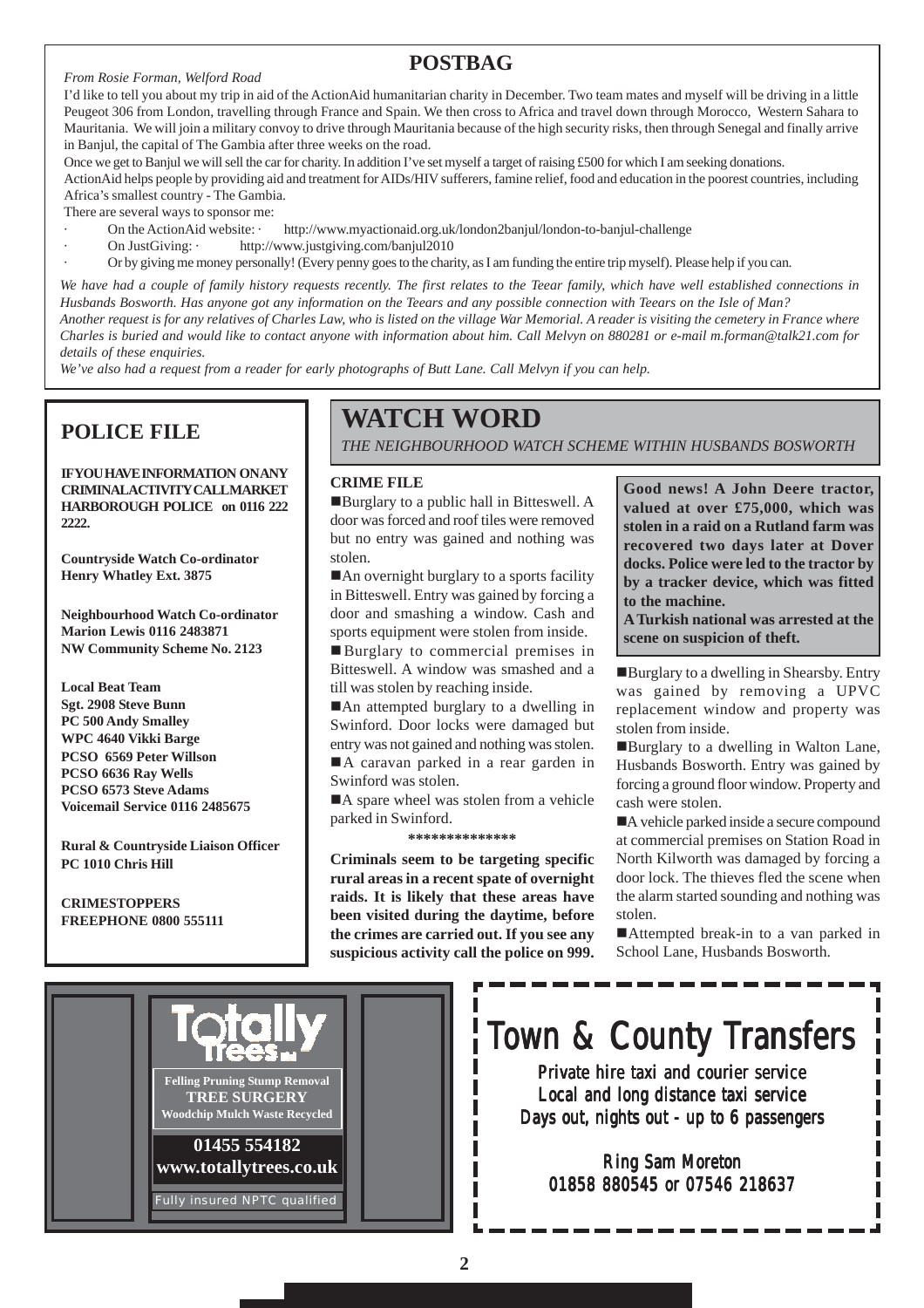## POSTBAG

*From Rosie Forman, Welford Road*

I'd like to tell you about my trip in aid of the ActionAid humanitarian charity in December. Two team mates and myself will be driving in a little Peugeot 306 from London, travelling through France and Spain. We then cross to Africa and travel down through Morocco, Western Sahara to Mauritania. We will join a military convoy to drive through Mauritania because of the high security risks, then through Senegal and finally arrive in Banjul, the capital of The Gambia after three weeks on the road.

Once we get to Banjul we will sell the car for charity. In addition I've set myself a target of raising £500 for which I am seeking donations.

ActionAid helps people by providing aid and treatment for AIDs/HIV sufferers, famine relief, food and education in the poorest countries, including Africa's smallest country - The Gambia.

There are several ways to sponsor me:

- On the ActionAid website: · http://www.myactionaid.org.uk/london2banjul/london-to-banjul-challenge
- On JustGiving: · http://www.justgiving.com/banjul2010
- Or by giving me money personally! (Every penny goes to the charity, as I am funding the entire trip myself). Please help if you can.

*We have had a couple of family history requests recently. The first relates to the Teear family, which have well established connections in Husbands Bosworth. Has anyone got any information on the Teears and any possible connection with Tears on the Isle of Man?*

*Another request is for any relatives of Charles Law, who is listed on the village War Memorial. A reader is visiting the cemetery in France where Charles is buried and would like to contact anyone with information about him. Call Melvyn on 880281 or e-mail m.forman@talk21.com for details of these enquiries.*

*We've also had a request from a reader for early photographs of Butt Lane. Call Melvyn if you can help.*

## POLICE FILE

**IF YOU HAVE INFORMATION ON ANY CRIMINAL ACTIVITY CALL MARKET HARBOROUGH POLICE on 0116 222 2222.**

**Countryside Watch Co-ordinator**
**Henry Whatley Ext. 3875**

**Neighbourhood Watch Co-ordinator**
**Marion Lewis 0116 2483871**
**NW Community Scheme No. 2123**

**Local Beat Team**
**Sgt. 2908 Steve Bunn**
**PC 500 Andy Smalley**
**WPC 4640 Vikki Barge**
**PCSO 6569 Peter Willson**
**PCSO 6636 Ray Wells**
**PCSO 6573 Steve Adams**
**Voicemail Service 0116 2485675**

**Rural & Countryside Liaison Officer**
**PC 1010 Chris Hill**

**CRIMESTOPPERS**
**FREEPHONE 0800 555111**

## WATCH WORD

*THE NEIGHBOURHOOD WATCH SCHEME WITHIN HUSBANDS BOSWORTH*

### CRIME FILE

- Burglary to a public hall in Bitteswell. A door was forced and roof tiles were removed but no entry was gained and nothing was stolen.
- An overnight burglary to a sports facility in Bitteswell. Entry was gained by forcing a door and smashing a window. Cash and sports equipment were stolen from inside.
- Burglary to commercial premises in Bitteswell. A window was smashed and a till was stolen by reaching inside.
- An attempted burglary to a dwelling in Swinford. Door locks were damaged but entry was not gained and nothing was stolen.
- A caravan parked in a rear garden in Swinford was stolen.
- A spare wheel was stolen from a vehicle parked in Swinford.

**************

**Criminals seem to be targeting specific rural areas in a recent spate of overnight raids. It is likely that these areas have been visited during the daytime, before the crimes are carried out. If you see any suspicious activity call the police on 999.**

**Good news! A John Deere tractor, valued at over £75,000, which was stolen in a raid on a Rutland farm was recovered two days later at Dover docks. Police were led to the tractor by by a tracker device, which was fitted to the machine.**

**A Turkish national was arrested at the scene on suspicion of theft.**

- Burglary to a dwelling in Shearsby. Entry was gained by removing a UPVC replacement window and property was stolen from inside.
- Burglary to a dwelling in Walton Lane, Husbands Bosworth. Entry was gained by forcing a ground floor window. Property and cash were stolen.
- A vehicle parked inside a secure compound at commercial premises on Station Road in North Kilworth was damaged by forcing a door lock. The thieves fled the scene when the alarm started sounding and nothing was stolen.
- Attempted break-in to a van parked in School Lane, Husbands Bosworth.

**Totally Trees**
**Felling Pruning Stump Removal**
**TREE SURGERY**
**Woodchip Mulch Waste Recycled**
**01455 554182**
**www.totallytrees.co.uk**
Fully insured NPTC qualified

# Town & County Transfers

Private hire taxi and courier service
Local and long distance taxi service
Days out, nights out - up to 6 passengers

Ring Sam Moreton
01858 880545 or 07546 218637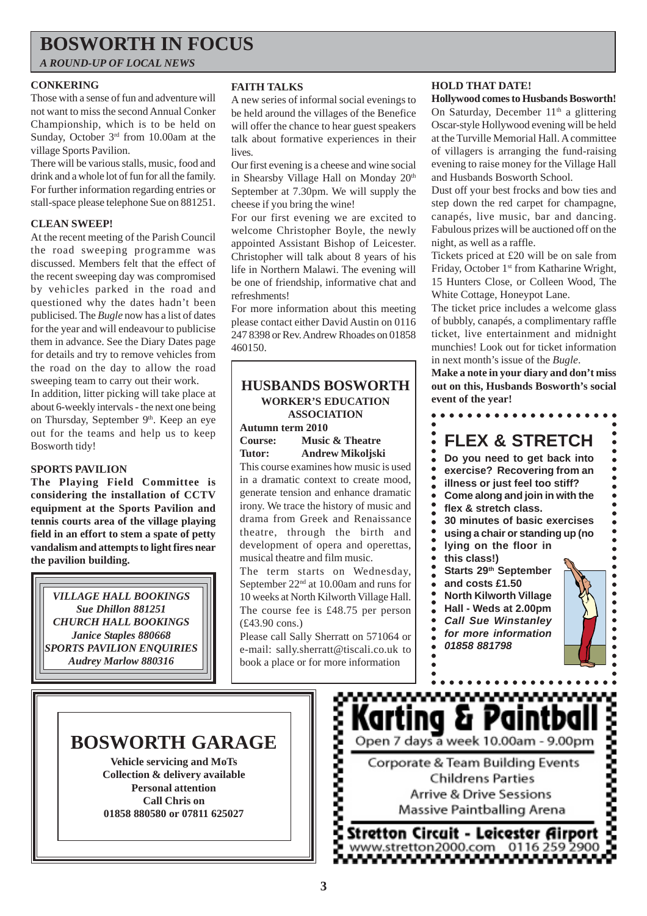# BOSWORTH IN FOCUS

*A ROUND-UP OF LOCAL NEWS*

### CONKERING

Those with a sense of fun and adventure will not want to miss the second Annual Conker Championship, which is to be held on Sunday, October 3rd from 10.00am at the village Sports Pavilion.

There will be various stalls, music, food and drink and a whole lot of fun for all the family. For further information regarding entries or stall-space please telephone Sue on 881251.

### CLEAN SWEEP!

At the recent meeting of the Parish Council the road sweeping programme was discussed. Members felt that the effect of the recent sweeping day was compromised by vehicles parked in the road and questioned why the dates hadn't been publicised. The *Bugle* now has a list of dates for the year and will endeavour to publicise them in advance. See the Diary Dates page for details and try to remove vehicles from the road on the day to allow the road sweeping team to carry out their work.

In addition, litter picking will take place at about 6-weekly intervals - the next one being on Thursday, September 9th. Keep an eye out for the teams and help us to keep Bosworth tidy!

### SPORTS PAVILION

**The Playing Field Committee is considering the installation of CCTV equipment at the Sports Pavilion and tennis courts area of the village playing field in an effort to stem a spate of petty vandalism and attempts to light fires near the pavilion building.**

*VILLAGE HALL BOOKINGS*
*Sue Dhillon 881251*
*CHURCH HALL BOOKINGS*
*Janice Staples 880668*
*SPORTS PAVILION ENQUIRIES*
*Audrey Marlow 880316*

### FAITH TALKS

A new series of informal social evenings to be held around the villages of the Benefice will offer the chance to hear guest speakers talk about formative experiences in their lives.

Our first evening is a cheese and wine social in Shearsby Village Hall on Monday 20th September at 7.30pm. We will supply the cheese if you bring the wine!

For our first evening we are excited to welcome Christopher Boyle, the newly appointed Assistant Bishop of Leicester. Christopher will talk about 8 years of his life in Northern Malawi. The evening will be one of friendship, informative chat and refreshments!

For more information about this meeting please contact either David Austin on 0116 247 8398 or Rev. Andrew Rhoades on 01858 460150.

## HUSBANDS BOSWORTH

**WORKER'S EDUCATION ASSOCIATION**

**Autumn term 2010**
**Course: Music & Theatre**
**Tutor: Andrew Mikoljski**

This course examines how music is used in a dramatic context to create mood, generate tension and enhance dramatic irony. We trace the history of music and drama from Greek and Renaissance theatre, through the birth and development of opera and operettas, musical theatre and film music.

The term starts on Wednesday, September 22nd at 10.00am and runs for 10 weeks at North Kilworth Village Hall. The course fee is £48.75 per person (£43.90 cons.)

Please call Sally Sherratt on 571064 or e-mail: sally.sherratt@tiscali.co.uk to book a place or for more information

### HOLD THAT DATE!

**Hollywood comes to Husbands Bosworth!**

On Saturday, December 11th a glittering Oscar-style Hollywood evening will be held at the Turville Memorial Hall. A committee of villagers is arranging the fund-raising evening to raise money for the Village Hall and Husbands Bosworth School.

Dust off your best frocks and bow ties and step down the red carpet for champagne, canapés, live music, bar and dancing. Fabulous prizes will be auctioned off on the night, as well as a raffle.

Tickets priced at £20 will be on sale from Friday, October 1st from Katharine Wright, 15 Hunters Close, or Colleen Wood, The White Cottage, Honeypot Lane.

The ticket price includes a welcome glass of bubbly, canapés, a complimentary raffle ticket, live entertainment and midnight munchies! Look out for ticket information in next month's issue of the *Bugle*.

**Make a note in your diary and don't miss out on this, Husbands Bosworth's social event of the year!**

## FLEX & STRETCH

**Do you need to get back into exercise? Recovering from an illness or just feel too stiff? Come along and join in with the flex & stretch class.**

**30 minutes of basic exercises using a chair or standing up (no lying on the floor in this class!)**

**Starts 29th September and costs £1.50**

**North Kilworth Village Hall - Weds at 2.00pm**

***Call Sue Winstanley for more information 01858 881798***

## BOSWORTH GARAGE

**Vehicle servicing and MoTs**
**Collection & delivery available**
**Personal attention**
**Call Chris on**
**01858 880580 or 07811 625027**

## Karting & Paintball

Open 7 days a week 10.00am - 9.00pm

Corporate & Team Building Events
Childrens Parties
Arrive & Drive Sessions
Massive Paintballing Arena

**Stretton Circuit - Leicester Airport**
www.stretton2000.com 0116 259 2900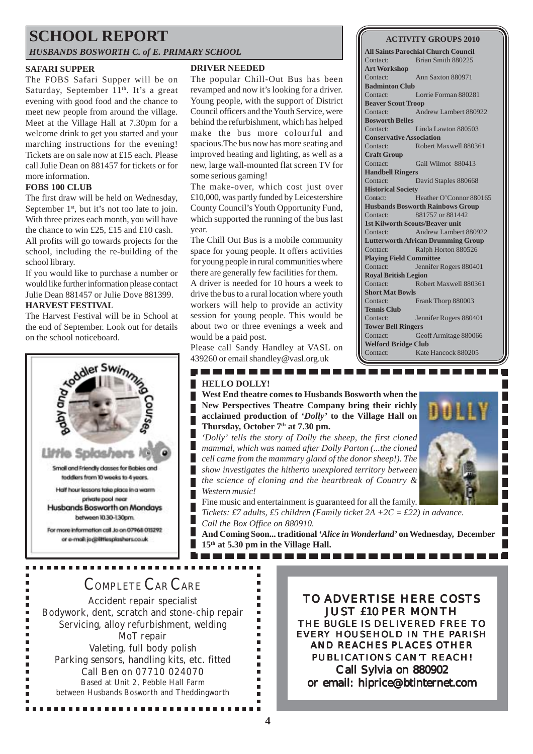# SCHOOL REPORT

*HUSBANDS BOSWORTH C. of E. PRIMARY SCHOOL*

### SAFARI SUPPER

The FOBS Safari Supper will be on Saturday, September 11th. It's a great evening with good food and the chance to meet new people from around the village. Meet at the Village Hall at 7.30pm for a welcome drink to get you started and your marching instructions for the evening! Tickets are on sale now at £15 each. Please call Julie Dean on 881457 for tickets or for more information.

### FOBS 100 CLUB

The first draw will be held on Wednesday, September 1st, but it's not too late to join. With three prizes each month, you will have the chance to win £25, £15 and £10 cash.

All profits will go towards projects for the school, including the re-building of the school library.

If you would like to purchase a number or would like further information please contact Julie Dean 881457 or Julie Dove 881399.

### HARVEST FESTIVAL

The Harvest Festival will be in School at the end of September. Look out for details on the school noticeboard.

### DRIVER NEEDED

The popular Chill-Out Bus has been revamped and now it's looking for a driver. Young people, with the support of District Council officers and the Youth Service, were behind the refurbishment, which has helped make the bus more colourful and spacious.The bus now has more seating and improved heating and lighting, as well as a new, large wall-mounted flat screen TV for some serious gaming!

The make-over, which cost just over £10,000, was partly funded by Leicestershire County Council's Youth Opportunity Fund, which supported the running of the bus last year.

The Chill Out Bus is a mobile community space for young people. It offers activities for young people in rural communities where there are generally few facilities for them.

A driver is needed for 10 hours a week to drive the bus to a rural location where youth workers will help to provide an activity session for young people. This would be about two or three evenings a week and would be a paid post.

Please call Sandy Handley at VASL on 439260 or email shandley@vasl.org.uk

### ACTIVITY GROUPS 2010

**All Saints Parochial Church Council**
Contact: Brian Smith 880225

**Art Workshop**
Contact: Ann Saxton 880971

**Badminton Club**
Contact: Lorrie Forman 880281

**Beaver Scout Troop**
Contact: Andrew Lambert 880922

**Bosworth Belles**
Contact: Linda Lawton 880503

**Conservative Association**
Contact: Robert Maxwell 880361

**Craft Group**
Contact: Gail Wilmot 880413

**Handbell Ringers**
Contact: David Staples 880668

**Historical Society**
Contact: Heather O'Connor 880165

**Husbands Bosworth Rainbows Group**
Contact: 881757 or 881442

**1st Kilworth Scouts/Beaver unit**
Contact: Andrew Lambert 880922

**Lutterworth African Drumming Group**
Contact: Ralph Horton 880526

**Playing Field Committee**
Contact: Jennifer Rogers 880401

**Royal British Legion**
Contact: Robert Maxwell 880361

**Short Mat Bowls**
Contact: Frank Thorp 880003

**Tennis Club**
Contact: Jennifer Rogers 880401

**Tower Bell Ringers**
Contact: Geoff Armitage 880066

**Welford Bridge Club**
Contact: Kate Hancock 880205

### HELLO DOLLY!

**West End theatre comes to Husbands Bosworth when the New Perspectives Theatre Company bring their richly acclaimed production of '*Dolly*' to the Village Hall on Thursday, October 7th at 7.30 pm.**

*'Dolly' tells the story of Dolly the sheep, the first cloned mammal, which was named after Dolly Parton (...the cloned cell came from the mammary gland of the donor sheep!). The show investigates the hitherto unexplored territory between the science of cloning and the heartbreak of Country & Western music!*

Fine music and entertainment is guaranteed for all the family.

*Tickets: £7 adults, £5 children (Family ticket 2A +2C = £22) in advance. Call the Box Office on 880910.*

**And Coming Soon... traditional '*Alice in Wonderland*' on Wednesday, December 15th at 5.30 pm in the Village Hall.**

---

**Baby and Toddler Swimming Courses**

**Little Splashers**

Small and Friendly classes for Babies and toddlers from 10 weeks to 4 years.

Half hour lessons take place in a warm private pool near

**Husbands Bosworth on Mondays** between 10.30-1.30pm.

For more information call Jo on 07968 015292 or e-mail: jo@littlesplashers.co.uk

---

## COMPLETE CAR CARE

Accident repair specialist
Bodywork, dent, scratch and stone-chip repair
Servicing, alloy refurbishment, welding
MoT repair
Valeting, full body polish
Parking sensors, handling kits, etc. fitted
Call Ben on 07710 024070
Based at Unit 2, Pebble Hall Farm
between Husbands Bosworth and Theddingworth

---

**TO ADVERTISE HERE COSTS JUST £10 PER MONTH**

THE BUGLE IS DELIVERED FREE TO EVERY HOUSEHOLD IN THE PARISH AND REACHES PLACES OTHER PUBLICATIONS CAN'T REACH!

Call Sylvia on 880902
or email: hiprice@btinternet.com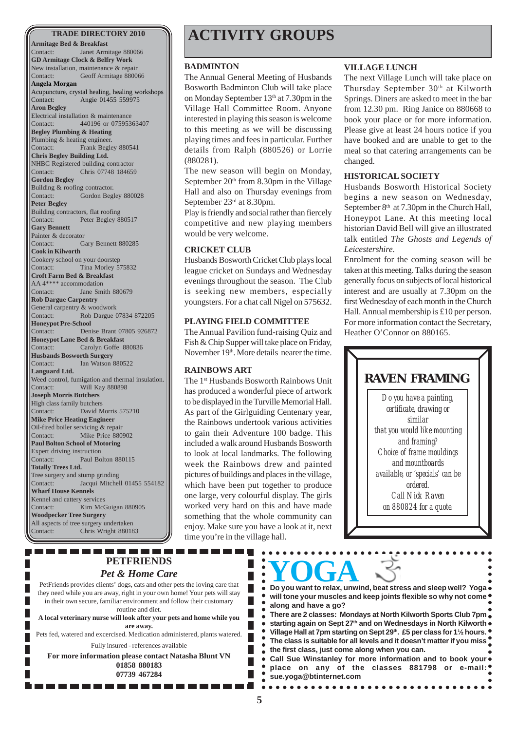## TRADE DIRECTORY 2010

**Armitage Bed & Breakfast**
Contact: Janet Armitage 880066

**GD Armitage Clock & Belfry Work**
New installation, maintenance & repair
Contact: Geoff Armitage 880066

**Angela Morgan**
Acupuncture, crystal healing, healing workshops
Contact: Angie 01455 559975

**Aron Begley**
Electrical installation & maintenance
Contact: 440196 or 07595363407

**Begley Plumbing & Heating**
Plumbing & heating engineer.
Contact: Frank Begley 880541

**Chris Begley Building Ltd.**
NHBC Registered building contractor
Contact: Chris 07748 184659

**Gordon Begley**
Building & roofing contractor.
Contact: Gordon Begley 880028

**Peter Begley**
Building contractors, flat roofing
Contact: Peter Begley 880517

**Gary Bennett**
Painter & decorator
Contact: Gary Bennett 880285

**Cook in Kilworth**
Cookery school on your doorstep
Contact: Tina Morley 575832

**Croft Farm Bed & Breakfast**
AA 4**** accommodation
Contact: Jane Smith 880679

**Rob Dargue Carpentry**
General carpentry & woodwork
Contact: Rob Dargue 07834 872205

**Honeypot Pre-School**
Contact: Denise Brant 07805 926872

**Honeypot Lane Bed & Breakfast**
Contact: Carolyn Goffe 880836

**Husbands Bosworth Surgery**
Contact: Ian Watson 880522

**Languard Ltd.**
Weed control, fumigation and thermal insulation.
Contact: Will Kay 880898

**Joseph Morris Butchers**
High class family butchers
Contact: David Morris 575210

**Mike Price Heating Engineer**
Oil-fired boiler servicing & repair
Contact: Mike Price 880902

**Paul Bolton School of Motoring**
Expert driving instruction
Contact: Paul Bolton 880115

**Totally Trees Ltd.**
Tree surgery and stump grinding
Contact: Jacqui Mitchell 01455 554182

**Wharf House Kennels**
Kennel and cattery services
Contact: Kim McGuigan 880905

**Woodpecker Tree Surgery**
All aspects of tree surgery undertaken
Contact: Chris Wright 880183

# ACTIVITY GROUPS

### BADMINTON

The Annual General Meeting of Husbands Bosworth Badminton Club will take place on Monday September 13th at 7.30pm in the Village Hall Committee Room. Anyone interested in playing this season is welcome to this meeting as we will be discussing playing times and fees in particular. Further details from Ralph (880526) or Lorrie (880281).

The new season will begin on Monday, September 20th from 8.30pm in the Village Hall and also on Thursday evenings from September 23rd at 8.30pm.

Play is friendly and social rather than fiercely competitive and new playing members would be very welcome.

### CRICKET CLUB

Husbands Bosworth Cricket Club plays local league cricket on Sundays and Wednesday evenings throughout the season. The Club is seeking new members, especially youngsters. For a chat call Nigel on 575632.

### PLAYING FIELD COMMITTEE

The Annual Pavilion fund-raising Quiz and Fish & Chip Supper will take place on Friday, November 19th. More details nearer the time.

### RAINBOWS ART

The 1st Husbands Bosworth Rainbows Unit has produced a wonderful piece of artwork to be displayed in the Turville Memorial Hall. As part of the Girlguiding Centenary year, the Rainbows undertook various activities to gain their Adventure 100 badge. This included a walk around Husbands Bosworth to look at local landmarks. The following week the Rainbows drew and painted pictures of buildings and places in the village, which have been put together to produce one large, very colourful display. The girls worked very hard on this and have made something that the whole community can enjoy. Make sure you have a look at it, next time you're in the village hall.

### VILLAGE LUNCH

The next Village Lunch will take place on Thursday September 30th at Kilworth Springs. Diners are asked to meet in the bar from 12.30 pm. Ring Janice on 880668 to book your place or for more information. Please give at least 24 hours notice if you have booked and are unable to get to the meal so that catering arrangements can be changed.

### HISTORICAL SOCIETY

Husbands Bosworth Historical Society begins a new season on Wednesday, September 8th at 7.30pm in the Church Hall, Honeypot Lane. At this meeting local historian David Bell will give an illustrated talk entitled *The Ghosts and Legends of Leicestershire*.

Enrolment for the coming season will be taken at this meeting. Talks during the season generally focus on subjects of local historical interest and are usually at 7.30pm on the first Wednesday of each month in the Church Hall. Annual membership is £10 per person. For more information contact the Secretary, Heather O'Connor on 880165.

## RAVEN FRAMING

Do you have a painting, certificate, drawing or similar that you would like mounting and framing?
Choice of frame mouldings and mountboards available, or 'specials' can be ordered.
Call Nick Raven on 880824 for a quote.

## PETFRIENDS

*Pet & Home Care*

PetFriends provides clients' dogs, cats and other pets the loving care that they need while you are away, right in your own home! Your pets will stay in their own secure, familiar environment and follow their customary routine and diet.

**A local veterinary nurse will look after your pets and home while you are away.**

Pets fed, watered and excercised. Medication administered, plants watered.

Fully insured - references available

**For more information please contact Natasha Blunt VN**
**01858 880183**
**07739 467284**

## YOGA

**Do you want to relax, unwind, beat stress and sleep well? Yoga will tone your muscles and keep joints flexible so why not come along and have a go?**

**There are 2 classes: Mondays at North Kilworth Sports Club 7pm starting again on Sept 27th and on Wednesdays in North Kilworth Village Hall at 7pm starting on Sept 29th. £5 per class for 1½ hours. The class is suitable for all levels and it doesn't matter if you miss the first class, just come along when you can.**

**Call Sue Winstanley for more information and to book your place on any of the classes 881798 or e-mail: sue.yoga@btinternet.com**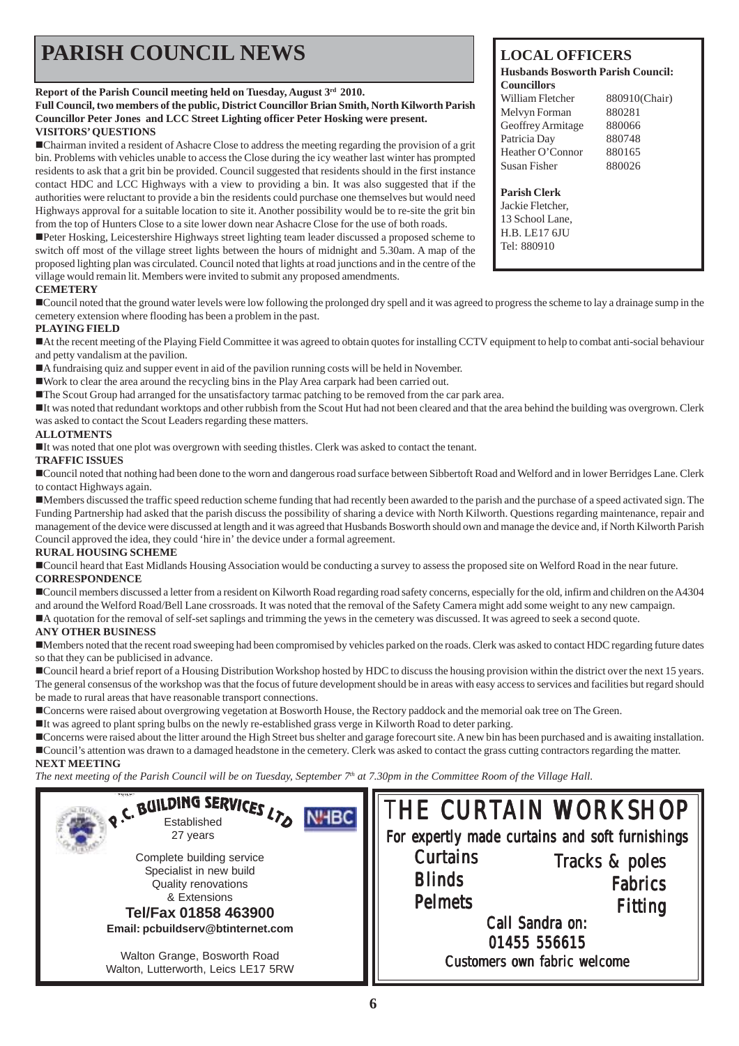# PARISH COUNCIL NEWS

**Report of the Parish Council meeting held on Tuesday, August 3rd 2010.**

**Full Council, two members of the public, District Councillor Brian Smith, North Kilworth Parish Councillor Peter Jones and LCC Street Lighting officer Peter Hosking were present.**

**VISITORS' QUESTIONS**

- Chairman invited a resident of Ashacre Close to address the meeting regarding the provision of a grit bin. Problems with vehicles unable to access the Close during the icy weather last winter has prompted residents to ask that a grit bin be provided. Council suggested that residents should in the first instance contact HDC and LCC Highways with a view to providing a bin. It was also suggested that if the authorities were reluctant to provide a bin the residents could purchase one themselves but would need Highways approval for a suitable location to site it. Another possibility would be to re-site the grit bin from the top of Hunters Close to a site lower down near Ashacre Close for the use of both roads.
- Peter Hosking, Leicestershire Highways street lighting team leader discussed a proposed scheme to switch off most of the village street lights between the hours of midnight and 5.30am. A map of the proposed lighting plan was circulated. Council noted that lights at road junctions and in the centre of the village would remain lit. Members were invited to submit any proposed amendments.

**CEMETERY**

- Council noted that the ground water levels were low following the prolonged dry spell and it was agreed to progress the scheme to lay a drainage sump in the cemetery extension where flooding has been a problem in the past.

**PLAYING FIELD**

- At the recent meeting of the Playing Field Committee it was agreed to obtain quotes for installing CCTV equipment to help to combat anti-social behaviour and petty vandalism at the pavilion.
- A fundraising quiz and supper event in aid of the pavilion running costs will be held in November.
- Work to clear the area around the recycling bins in the Play Area carpark had been carried out.
- The Scout Group had arranged for the unsatisfactory tarmac patching to be removed from the car park area.
- It was noted that redundant worktops and other rubbish from the Scout Hut had not been cleared and that the area behind the building was overgrown. Clerk was asked to contact the Scout Leaders regarding these matters.

**ALLOTMENTS**

- It was noted that one plot was overgrown with seeding thistles. Clerk was asked to contact the tenant.

**TRAFFIC ISSUES**

- Council noted that nothing had been done to the worn and dangerous road surface between Sibbertoft Road and Welford and in lower Berridges Lane. Clerk to contact Highways again.
- Members discussed the traffic speed reduction scheme funding that had recently been awarded to the parish and the purchase of a speed activated sign. The Funding Partnership had asked that the parish discuss the possibility of sharing a device with North Kilworth. Questions regarding maintenance, repair and management of the device were discussed at length and it was agreed that Husbands Bosworth should own and manage the device and, if North Kilworth Parish Council approved the idea, they could 'hire in' the device under a formal agreement.

**RURAL HOUSING SCHEME**

- Council heard that East Midlands Housing Association would be conducting a survey to assess the proposed site on Welford Road in the near future.

**CORRESPONDENCE**

- Council members discussed a letter from a resident on Kilworth Road regarding road safety concerns, especially for the old, infirm and children on the A4304 and around the Welford Road/Bell Lane crossroads. It was noted that the removal of the Safety Camera might add some weight to any new campaign.
- A quotation for the removal of self-set saplings and trimming the yews in the cemetery was discussed. It was agreed to seek a second quote.

**ANY OTHER BUSINESS**

- Members noted that the recent road sweeping had been compromised by vehicles parked on the roads. Clerk was asked to contact HDC regarding future dates so that they can be publicised in advance.
- Council heard a brief report of a Housing Distribution Workshop hosted by HDC to discuss the housing provision within the district over the next 15 years. The general consensus of the workshop was that the focus of future development should be in areas with easy access to services and facilities but regard should be made to rural areas that have reasonable transport connections.
- Concerns were raised about overgrowing vegetation at Bosworth House, the Rectory paddock and the memorial oak tree on The Green.
- It was agreed to plant spring bulbs on the newly re-established grass verge in Kilworth Road to deter parking.
- Concerns were raised about the litter around the High Street bus shelter and garage forecourt site. A new bin has been purchased and is awaiting installation.
- Council's attention was drawn to a damaged headstone in the cemetery. Clerk was asked to contact the grass cutting contractors regarding the matter.

**NEXT MEETING**

*The next meeting of the Parish Council will be on Tuesday, September 7th at 7.30pm in the Committee Room of the Village Hall.*

## LOCAL OFFICERS

**Husbands Bosworth Parish Council:**

**Councillors**

| | |
|---|---|
| William Fletcher | 880910(Chair) |
| Melvyn Forman | 880281 |
| Geoffrey Armitage | 880066 |
| Patricia Day | 880748 |
| Heather O'Connor | 880165 |
| Susan Fisher | 880026 |

**Parish Clerk**

Jackie Fletcher,
13 School Lane,
H.B. LE17 6JU
Tel: 880910

---

**P.C. BUILDING SERVICES LTD**

NHBC

Established
27 years

Complete building service
Specialist in new build
Quality renovations
& Extensions

**Tel/Fax 01858 463900**

**Email: pcbuildserv@btinternet.com**

Walton Grange, Bosworth Road
Walton, Lutterworth, Leics LE17 5RW

---

**THE CURTAIN WORKSHOP**

For expertly made curtains and soft furnishings

Curtains
Blinds
Pelmets
Tracks & poles
Fabrics
Fitting

Call Sandra on:
01455 556615

Customers own fabric welcome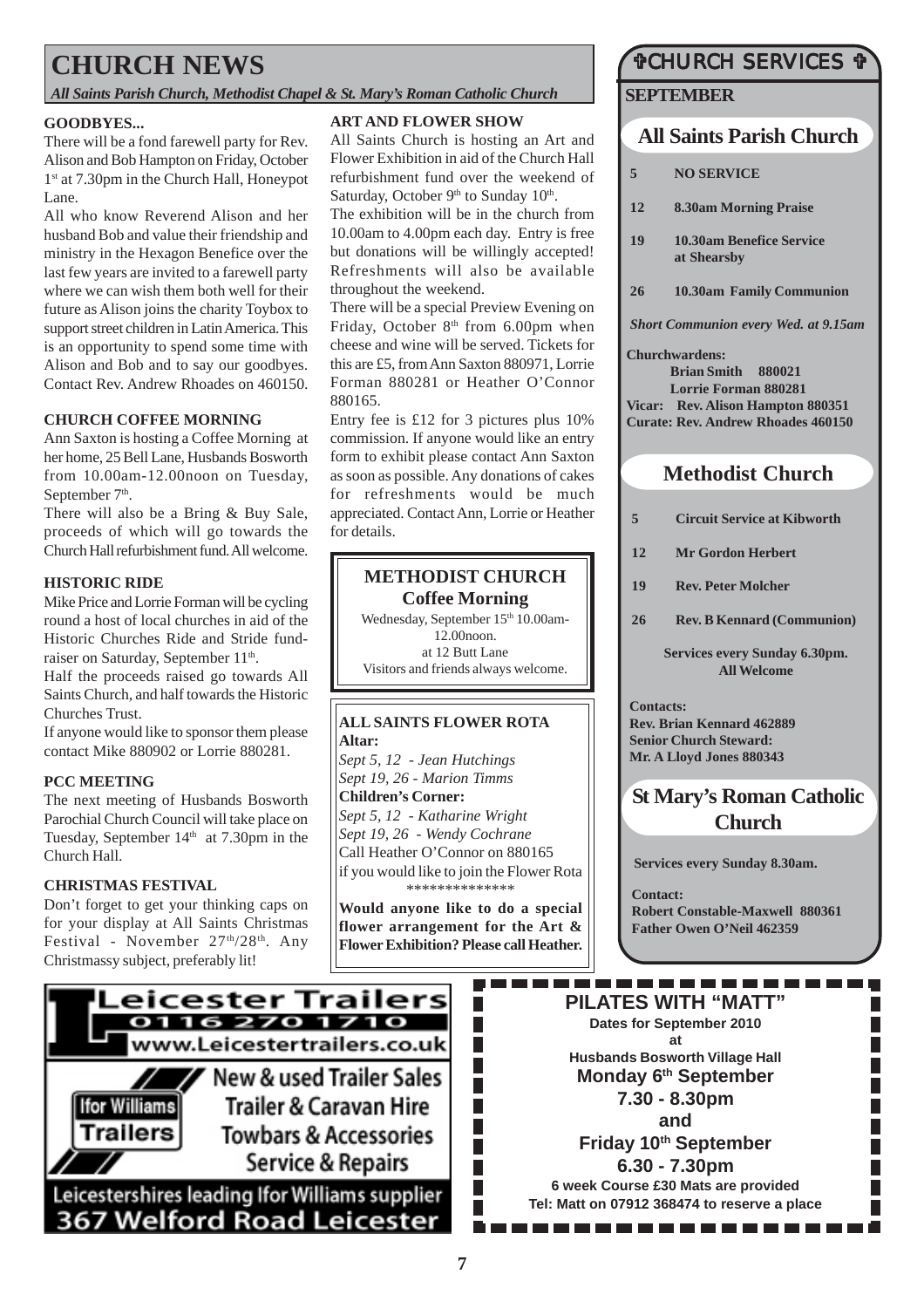# CHURCH NEWS

*All Saints Parish Church, Methodist Chapel & St. Mary's Roman Catholic Church*

### GOODBYES...

There will be a fond farewell party for Rev. Alison and Bob Hampton on Friday, October 1st at 7.30pm in the Church Hall, Honeypot Lane.

All who know Reverend Alison and her husband Bob and value their friendship and ministry in the Hexagon Benefice over the last few years are invited to a farewell party where we can wish them both well for their future as Alison joins the charity Toybox to support street children in Latin America. This is an opportunity to spend some time with Alison and Bob and to say our goodbyes. Contact Rev. Andrew Rhoades on 460150.

### CHURCH COFFEE MORNING

Ann Saxton is hosting a Coffee Morning at her home, 25 Bell Lane, Husbands Bosworth from 10.00am-12.00noon on Tuesday, September 7th.

There will also be a Bring & Buy Sale, proceeds of which will go towards the Church Hall refurbishment fund. All welcome.

### HISTORIC RIDE

Mike Price and Lorrie Forman will be cycling round a host of local churches in aid of the Historic Churches Ride and Stride fund-raiser on Saturday, September 11th.

Half the proceeds raised go towards All Saints Church, and half towards the Historic Churches Trust.

If anyone would like to sponsor them please contact Mike 880902 or Lorrie 880281.

### PCC MEETING

The next meeting of Husbands Bosworth Parochial Church Council will take place on Tuesday, September 14th at 7.30pm in the Church Hall.

### CHRISTMAS FESTIVAL

Don't forget to get your thinking caps on for your display at All Saints Christmas Festival - November 27th/28th. Any Christmassy subject, preferably lit!

### ART AND FLOWER SHOW

All Saints Church is hosting an Art and Flower Exhibition in aid of the Church Hall refurbishment fund over the weekend of Saturday, October 9th to Sunday 10th.

The exhibition will be in the church from 10.00am to 4.00pm each day. Entry is free but donations will be willingly accepted! Refreshments will also be available throughout the weekend.

There will be a special Preview Evening on Friday, October 8th from 6.00pm when cheese and wine will be served. Tickets for this are £5, from Ann Saxton 880971, Lorrie Forman 880281 or Heather O'Connor 880165.

Entry fee is £12 for 3 pictures plus 10% commission. If anyone would like an entry form to exhibit please contact Ann Saxton as soon as possible. Any donations of cakes for refreshments would be much appreciated. Contact Ann, Lorrie or Heather for details.

### METHODIST CHURCH
**Coffee Morning**

Wednesday, September 15th 10.00am-12.00noon.
at 12 Butt Lane
Visitors and friends always welcome.

### ALL SAINTS FLOWER ROTA

**Altar:**
*Sept 5, 12 - Jean Hutchings*
*Sept 19, 26 - Marion Timms*
**Children's Corner:**
*Sept 5, 12 - Katharine Wright*
*Sept 19, 26 - Wendy Cochrane*
Call Heather O'Connor on 880165 if you would like to join the Flower Rota

**************

**Would anyone like to do a special flower arrangement for the Art & Flower Exhibition? Please call Heather.**

## ✞CHURCH SERVICES ✞

### SEPTEMBER

### All Saints Parish Church

| | |
|---|---|
| 5 | NO SERVICE |
| 12 | 8.30am Morning Praise |
| 19 | 10.30am Benefice Service at Shearsby |
| 26 | 10.30am Family Communion |

*Short Communion every Wed. at 9.15am*

**Churchwardens:**
Brian Smith 880021
Lorrie Forman 880281
**Vicar:** Rev. Alison Hampton 880351
**Curate:** Rev. Andrew Rhoades 460150

### Methodist Church

| | |
|---|---|
| 5 | Circuit Service at Kibworth |
| 12 | Mr Gordon Herbert |
| 19 | Rev. Peter Molcher |
| 26 | Rev. B Kennard (Communion) |

**Services every Sunday 6.30pm. All Welcome**

**Contacts:**
Rev. Brian Kennard 462889
Senior Church Steward:
Mr. A Lloyd Jones 880343

### St Mary's Roman Catholic Church

**Services every Sunday 8.30am.**

**Contact:**
Robert Constable-Maxwell 880361
Father Owen O'Neil 462359

**Leicester Trailers**
0116 270 1710
www.Leicestertrailers.co.uk
New & used Trailer Sales
Trailer & Caravan Hire
Towbars & Accessories
Service & Repairs
Ifor Williams Trailers
Leicestershires leading Ifor Williams supplier
367 Welford Road Leicester

**PILATES WITH "MATT"**
**Dates for September 2010**
**at**
**Husbands Bosworth Village Hall**
**Monday 6th September**
**7.30 - 8.30pm**
**and**
**Friday 10th September**
**6.30 - 7.30pm**
**6 week Course £30 Mats are provided**
**Tel: Matt on 07912 368474 to reserve a place**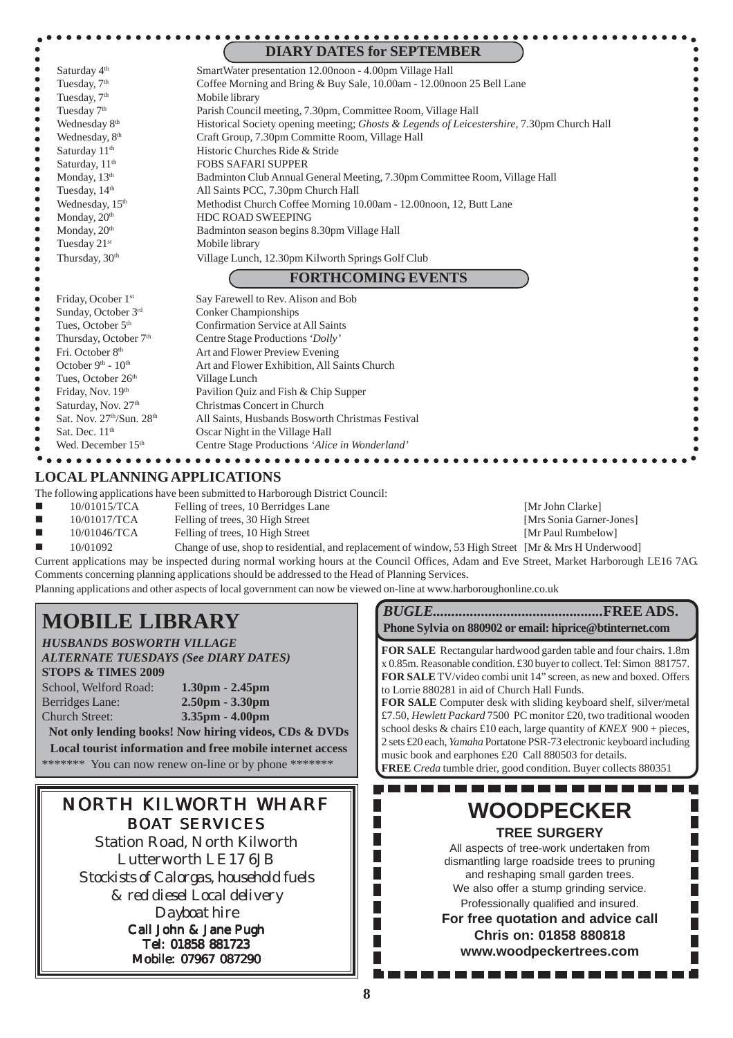## DIARY DATES for SEPTEMBER

| | |
|---|---|
| Saturday 4th | SmartWater presentation 12.00noon - 4.00pm Village Hall |
| Tuesday, 7th | Coffee Morning and Bring & Buy Sale, 10.00am - 12.00noon 25 Bell Lane |
| Tuesday, 7th | Mobile library |
| Tuesday 7th | Parish Council meeting, 7.30pm, Committee Room, Village Hall |
| Wednesday 8th | Historical Society opening meeting; *Ghosts & Legends of Leicestershire*, 7.30pm Church Hall |
| Wednesday, 8th | Craft Group, 7.30pm Committe Room, Village Hall |
| Saturday 11th | Historic Churches Ride & Stride |
| Saturday, 11th | FOBS SAFARI SUPPER |
| Monday, 13th | Badminton Club Annual General Meeting, 7.30pm Committee Room, Village Hall |
| Tuesday, 14th | All Saints PCC, 7.30pm Church Hall |
| Wednesday, 15th | Methodist Church Coffee Morning 10.00am - 12.00noon, 12, Butt Lane |
| Monday, 20th | HDC ROAD SWEEPING |
| Monday, 20th | Badminton season begins 8.30pm Village Hall |
| Tuesday 21st | Mobile library |
| Thursday, 30th | Village Lunch, 12.30pm Kilworth Springs Golf Club |

## FORTHCOMING EVENTS

| | |
|---|---|
| Friday, Ocober 1st | Say Farewell to Rev. Alison and Bob |
| Sunday, October 3rd | Conker Championships |
| Tues, October 5th | Confirmation Service at All Saints |
| Thursday, October 7th | Centre Stage Productions *'Dolly'* |
| Fri. October 8th | Art and Flower Preview Evening |
| October 9th - 10th | Art and Flower Exhibition, All Saints Church |
| Tues, October 26th | Village Lunch |
| Friday, Nov. 19th | Pavilion Quiz and Fish & Chip Supper |
| Saturday, Nov. 27th | Christmas Concert in Church |
| Sat. Nov. 27th/Sun. 28th | All Saints, Husbands Bosworth Christmas Festival |
| Sat. Dec. 11th | Oscar Night in the Village Hall |
| Wed. December 15th | Centre Stage Productions *'Alice in Wonderland'* |

## LOCAL PLANNING APPLICATIONS

The following applications have been submitted to Harborough District Council:

- 10/01015/TCA Felling of trees, 10 Berridges Lane [Mr John Clarke]
- 10/01017/TCA Felling of trees, 30 High Street [Mrs Sonia Garner-Jones]
- 10/01046/TCA Felling of trees, 10 High Street [Mr Paul Rumbelow]
- 10/01092 Change of use, shop to residential, and replacement of window, 53 High Street [Mr & Mrs H Underwood]

Current applications may be inspected during normal working hours at the Council Offices, Adam and Eve Street, Market Harborough LE16 7AG. Comments concerning planning applications should be addressed to the Head of Planning Services.

Planning applications and other aspects of local government can now be viewed on-line at www.harboroughonline.co.uk

# MOBILE LIBRARY

***HUSBANDS BOSWORTH VILLAGE***
***ALTERNATE TUESDAYS (See DIARY DATES)***

**STOPS & TIMES 2009**

| | |
|---|---|
| School, Welford Road: | **1.30pm - 2.45pm** |
| Berridges Lane: | **2.50pm - 3.30pm** |
| Church Street: | **3.35pm - 4.00pm** |

**Not only lending books! Now hiring videos, CDs & DVDs**

**Local tourist information and free mobile internet access**

******* You can now renew on-line or by phone *******

## *BUGLE*..............................................FREE ADS.

**Phone Sylvia on 880902 or email: hiprice@btinternet.com**

**FOR SALE** Rectangular hardwood garden table and four chairs. 1.8m x 0.85m. Reasonable condition. £30 buyer to collect. Tel: Simon 881757.

**FOR SALE** TV/video combi unit 14" screen, as new and boxed. Offers to Lorrie 880281 in aid of Church Hall Funds.

**FOR SALE** Computer desk with sliding keyboard shelf, silver/metal £7.50, *Hewlett Packard* 7500 PC monitor £20, two traditional wooden school desks & chairs £10 each, large quantity of *KNEX* 900 + pieces, 2 sets £20 each, *Yamaha* Portatone PSR-73 electronic keyboard including music book and earphones £20 Call 880503 for details.

**FREE** *Creda* tumble drier, good condition. Buyer collects 880351

## NORTH KILWORTH WHARF BOAT SERVICES

Station Road, North Kilworth
Lutterworth LE17 6JB
*Stockists of Calorgas, household fuels & red diesel Local delivery*
*Dayboat hire*
**Call John & Jane Pugh**
**Tel: 01858 881723**
**Mobile: 07967 087290**

## WOODPECKER

**TREE SURGERY**

All aspects of tree-work undertaken from dismantling large roadside trees to pruning and reshaping small garden trees.
We also offer a stump grinding service.
Professionally qualified and insured.

**For free quotation and advice call**
**Chris on: 01858 880818**
**www.woodpeckertrees.com**